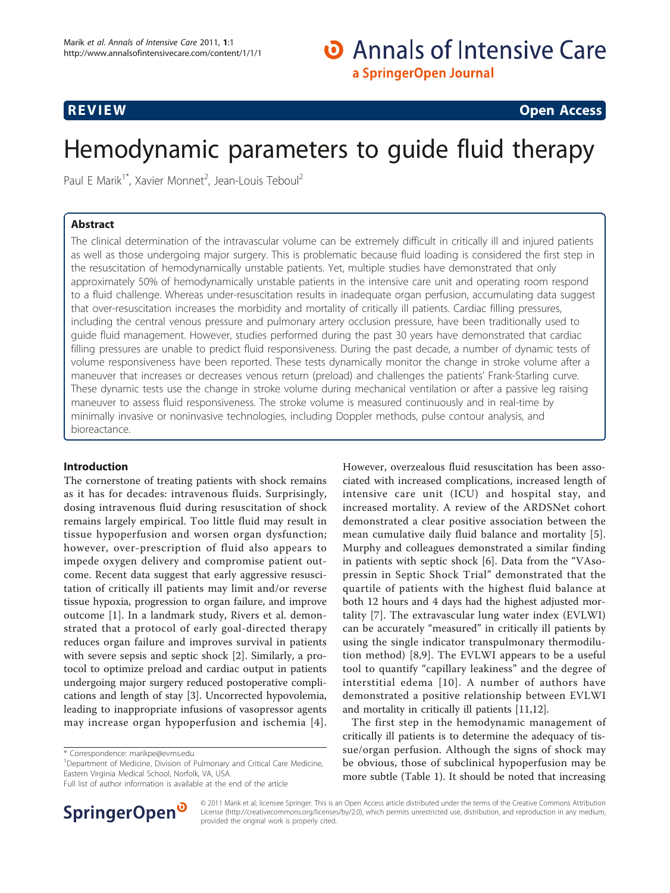**REVIEW** **Open Access**

# Hemodynamic parameters to guide fluid therapy

Paul E Marik[1*], Xavier Monnet[2], Jean-Louis Teboul[2]

## Abstract

The clinical determination of the intravascular volume can be extremely difficult in critically ill and injured patients as well as those undergoing major surgery. This is problematic because fluid loading is considered the first step in the resuscitation of hemodynamically unstable patients. Yet, multiple studies have demonstrated that only approximately 50% of hemodynamically unstable patients in the intensive care unit and operating room respond to a fluid challenge. Whereas under-resuscitation results in inadequate organ perfusion, accumulating data suggest that over-resuscitation increases the morbidity and mortality of critically ill patients. Cardiac filling pressures, including the central venous pressure and pulmonary artery occlusion pressure, have been traditionally used to guide fluid management. However, studies performed during the past 30 years have demonstrated that cardiac filling pressures are unable to predict fluid responsiveness. During the past decade, a number of dynamic tests of volume responsiveness have been reported. These tests dynamically monitor the change in stroke volume after a maneuver that increases or decreases venous return (preload) and challenges the patients' Frank-Starling curve. These dynamic tests use the change in stroke volume during mechanical ventilation or after a passive leg raising maneuver to assess fluid responsiveness. The stroke volume is measured continuously and in real-time by minimally invasive or noninvasive technologies, including Doppler methods, pulse contour analysis, and bioreactance.

## Introduction

The cornerstone of treating patients with shock remains as it has for decades: intravenous fluids. Surprisingly, dosing intravenous fluid during resuscitation of shock remains largely empirical. Too little fluid may result in tissue hypoperfusion and worsen organ dysfunction; however, over-prescription of fluid also appears to impede oxygen delivery and compromise patient outcome. Recent data suggest that early aggressive resuscitation of critically ill patients may limit and/or reverse tissue hypoxia, progression to organ failure, and improve outcome [1]. In a landmark study, Rivers et al. demonstrated that a protocol of early goal-directed therapy reduces organ failure and improves survival in patients with severe sepsis and septic shock [2]. Similarly, a protocol to optimize preload and cardiac output in patients undergoing major surgery reduced postoperative complications and length of stay [3]. Uncorrected hypovolemia, leading to inappropriate infusions of vasopressor agents may increase organ hypoperfusion and ischemia [4]. However, overzealous fluid resuscitation has been associated with increased complications, increased length of intensive care unit (ICU) and hospital stay, and increased mortality. A review of the ARDSNet cohort demonstrated a clear positive association between the mean cumulative daily fluid balance and mortality [5]. Murphy and colleagues demonstrated a similar finding in patients with septic shock [6]. Data from the "VAsopressin in Septic Shock Trial" demonstrated that the quartile of patients with the highest fluid balance at both 12 hours and 4 days had the highest adjusted mortality [7]. The extravascular lung water index (EVLWI) can be accurately "measured" in critically ill patients by using the single indicator transpulmonary thermodilution method) [8,9]. The EVLWI appears to be a useful tool to quantify "capillary leakiness" and the degree of interstitial edema [10]. A number of authors have demonstrated a positive relationship between EVLWI and mortality in critically ill patients [11,12].

The first step in the hemodynamic management of critically ill patients is to determine the adequacy of tissue/organ perfusion. Although the signs of shock may be obvious, those of subclinical hypoperfusion may be more subtle (Table 1). It should be noted that increasing

\* Correspondence: marikpe@evms.edu
[1]Department of Medicine, Division of Pulmonary and Critical Care Medicine, Eastern Virginia Medical School, Norfolk, VA, USA.
Full list of author information is available at the end of the article

© 2011 Marik et al; licensee Springer. This is an Open Access article distributed under the terms of the Creative Commons Attribution License (http://creativecommons.org/licenses/by/2.0), which permits unrestricted use, distribution, and reproduction in any medium, provided the original work is properly cited.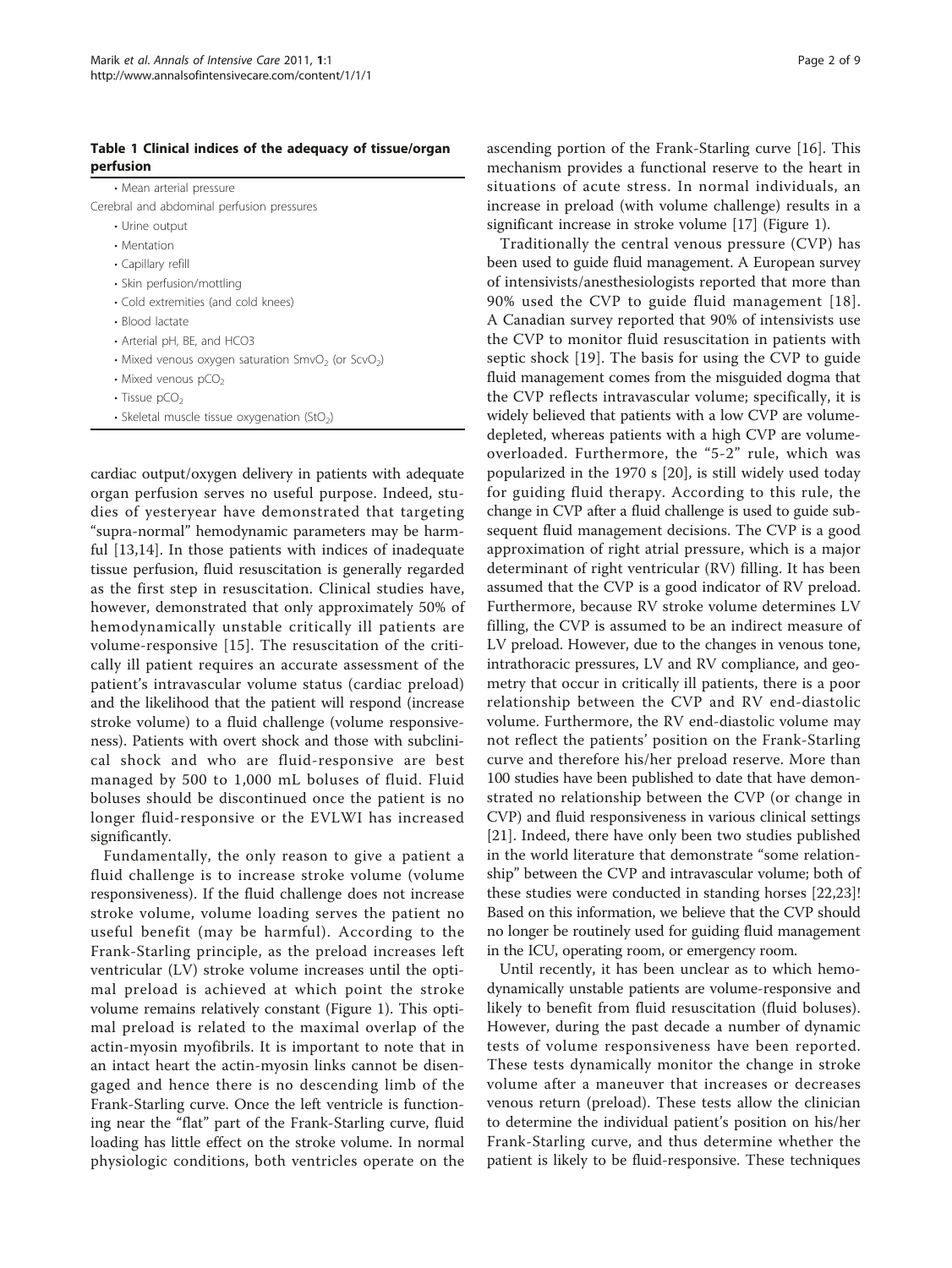**Table 1 Clinical indices of the adequacy of tissue/organ perfusion**

| |
|---|
| • Mean arterial pressure |
| Cerebral and abdominal perfusion pressures |
| • Urine output |
| • Mentation |
| • Capillary refill |
| • Skin perfusion/mottling |
| • Cold extremities (and cold knees) |
| • Blood lactate |
| • Arterial pH, BE, and HCO3 |
| • Mixed venous oxygen saturation $SmvO_2$ (or $ScvO_2$) |
| • Mixed venous $pCO_2$ |
| • Tissue $pCO_2$ |
| • Skeletal muscle tissue oxygenation ($StO_2$) |

cardiac output/oxygen delivery in patients with adequate organ perfusion serves no useful purpose. Indeed, studies of yesteryear have demonstrated that targeting "supra-normal" hemodynamic parameters may be harmful [13,14]. In those patients with indices of inadequate tissue perfusion, fluid resuscitation is generally regarded as the first step in resuscitation. Clinical studies have, however, demonstrated that only approximately 50% of hemodynamically unstable critically ill patients are volume-responsive [15]. The resuscitation of the critically ill patient requires an accurate assessment of the patient's intravascular volume status (cardiac preload) and the likelihood that the patient will respond (increase stroke volume) to a fluid challenge (volume responsiveness). Patients with overt shock and those with subclinical shock and who are fluid-responsive are best managed by 500 to 1,000 mL boluses of fluid. Fluid boluses should be discontinued once the patient is no longer fluid-responsive or the EVLWI has increased significantly.

Fundamentally, the only reason to give a patient a fluid challenge is to increase stroke volume (volume responsiveness). If the fluid challenge does not increase stroke volume, volume loading serves the patient no useful benefit (may be harmful). According to the Frank-Starling principle, as the preload increases left ventricular (LV) stroke volume increases until the optimal preload is achieved at which point the stroke volume remains relatively constant (Figure 1). This optimal preload is related to the maximal overlap of the actin-myosin myofibrils. It is important to note that in an intact heart the actin-myosin links cannot be disengaged and hence there is no descending limb of the Frank-Starling curve. Once the left ventricle is functioning near the "flat" part of the Frank-Starling curve, fluid loading has little effect on the stroke volume. In normal physiologic conditions, both ventricles operate on the ascending portion of the Frank-Starling curve [16]. This mechanism provides a functional reserve to the heart in situations of acute stress. In normal individuals, an increase in preload (with volume challenge) results in a significant increase in stroke volume [17] (Figure 1).

Traditionally the central venous pressure (CVP) has been used to guide fluid management. A European survey of intensivists/anesthesiologists reported that more than 90% used the CVP to guide fluid management [18]. A Canadian survey reported that 90% of intensivists use the CVP to monitor fluid resuscitation in patients with septic shock [19]. The basis for using the CVP to guide fluid management comes from the misguided dogma that the CVP reflects intravascular volume; specifically, it is widely believed that patients with a low CVP are volume-depleted, whereas patients with a high CVP are volume-overloaded. Furthermore, the "5-2" rule, which was popularized in the 1970 s [20], is still widely used today for guiding fluid therapy. According to this rule, the change in CVP after a fluid challenge is used to guide subsequent fluid management decisions. The CVP is a good approximation of right atrial pressure, which is a major determinant of right ventricular (RV) filling. It has been assumed that the CVP is a good indicator of RV preload. Furthermore, because RV stroke volume determines LV filling, the CVP is assumed to be an indirect measure of LV preload. However, due to the changes in venous tone, intrathoracic pressures, LV and RV compliance, and geometry that occur in critically ill patients, there is a poor relationship between the CVP and RV end-diastolic volume. Furthermore, the RV end-diastolic volume may not reflect the patients' position on the Frank-Starling curve and therefore his/her preload reserve. More than 100 studies have been published to date that have demonstrated no relationship between the CVP (or change in CVP) and fluid responsiveness in various clinical settings [21]. Indeed, there have only been two studies published in the world literature that demonstrate "some relationship" between the CVP and intravascular volume; both of these studies were conducted in standing horses [22,23]! Based on this information, we believe that the CVP should no longer be routinely used for guiding fluid management in the ICU, operating room, or emergency room.

Until recently, it has been unclear as to which hemodynamically unstable patients are volume-responsive and likely to benefit from fluid resuscitation (fluid boluses). However, during the past decade a number of dynamic tests of volume responsiveness have been reported. These tests dynamically monitor the change in stroke volume after a maneuver that increases or decreases venous return (preload). These tests allow the clinician to determine the individual patient's position on his/her Frank-Starling curve, and thus determine whether the patient is likely to be fluid-responsive. These techniques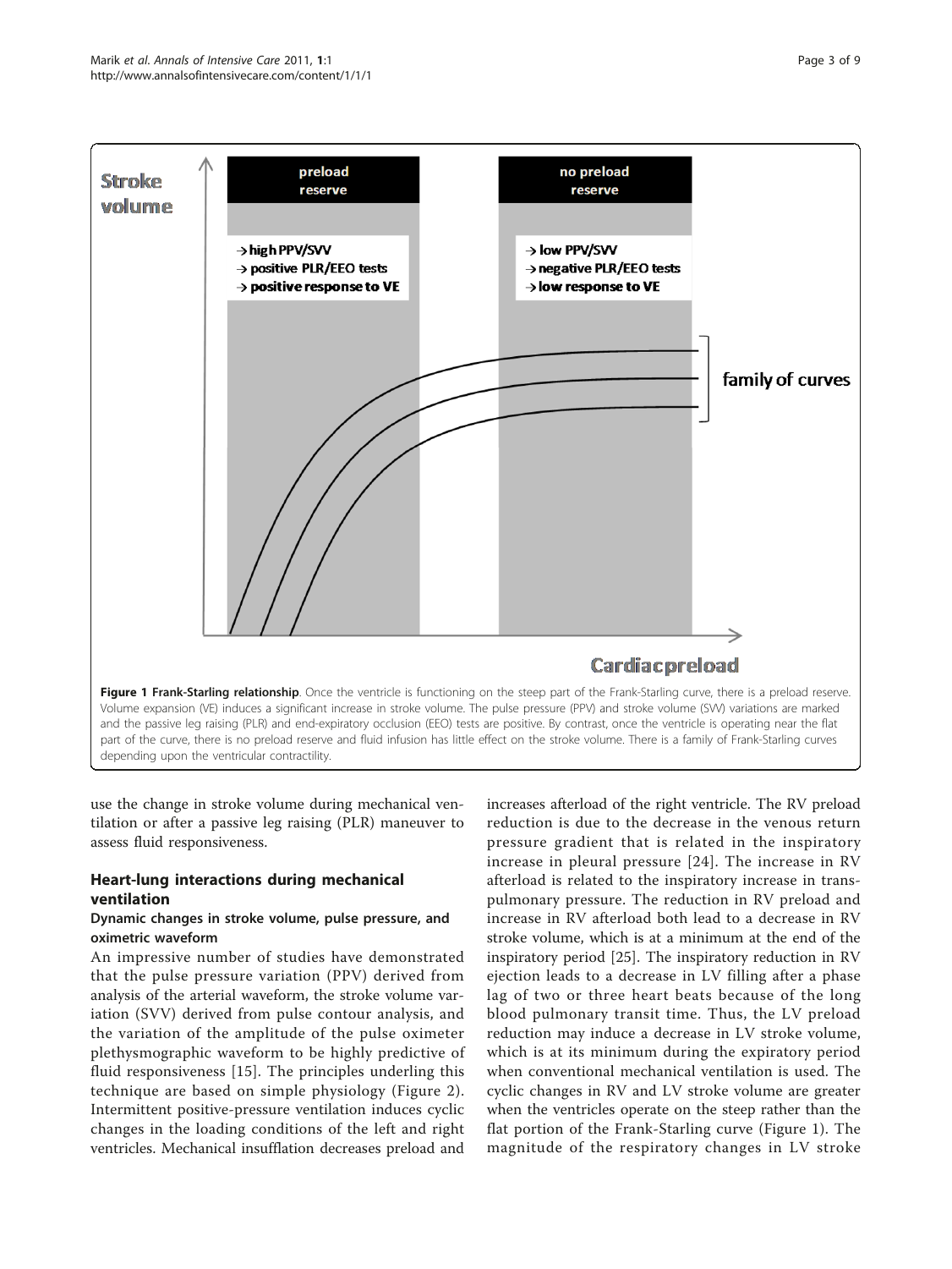**Figure 1 Frank-Starling relationship**. Once the ventricle is functioning on the steep part of the Frank-Starling curve, there is a preload reserve. Volume expansion (VE) induces a significant increase in stroke volume. The pulse pressure (PPV) and stroke volume (SVV) variations are marked and the passive leg raising (PLR) and end-expiratory occlusion (EEO) tests are positive. By contrast, once the ventricle is operating near the flat part of the curve, there is no preload reserve and fluid infusion has little effect on the stroke volume. There is a family of Frank-Starling curves depending upon the ventricular contractility.

use the change in stroke volume during mechanical ventilation or after a passive leg raising (PLR) maneuver to assess fluid responsiveness.

## Heart-lung interactions during mechanical ventilation

### Dynamic changes in stroke volume, pulse pressure, and oximetric waveform

An impressive number of studies have demonstrated that the pulse pressure variation (PPV) derived from analysis of the arterial waveform, the stroke volume variation (SVV) derived from pulse contour analysis, and the variation of the amplitude of the pulse oximeter plethysmographic waveform to be highly predictive of fluid responsiveness [15]. The principles underling this technique are based on simple physiology (Figure 2). Intermittent positive-pressure ventilation induces cyclic changes in the loading conditions of the left and right ventricles. Mechanical insufflation decreases preload and increases afterload of the right ventricle. The RV preload reduction is due to the decrease in the venous return pressure gradient that is related in the inspiratory increase in pleural pressure [24]. The increase in RV afterload is related to the inspiratory increase in transpulmonary pressure. The reduction in RV preload and increase in RV afterload both lead to a decrease in RV stroke volume, which is at a minimum at the end of the inspiratory period [25]. The inspiratory reduction in RV ejection leads to a decrease in LV filling after a phase lag of two or three heart beats because of the long blood pulmonary transit time. Thus, the LV preload reduction may induce a decrease in LV stroke volume, which is at its minimum during the expiratory period when conventional mechanical ventilation is used. The cyclic changes in RV and LV stroke volume are greater when the ventricles operate on the steep rather than the flat portion of the Frank-Starling curve (Figure 1). The magnitude of the respiratory changes in LV stroke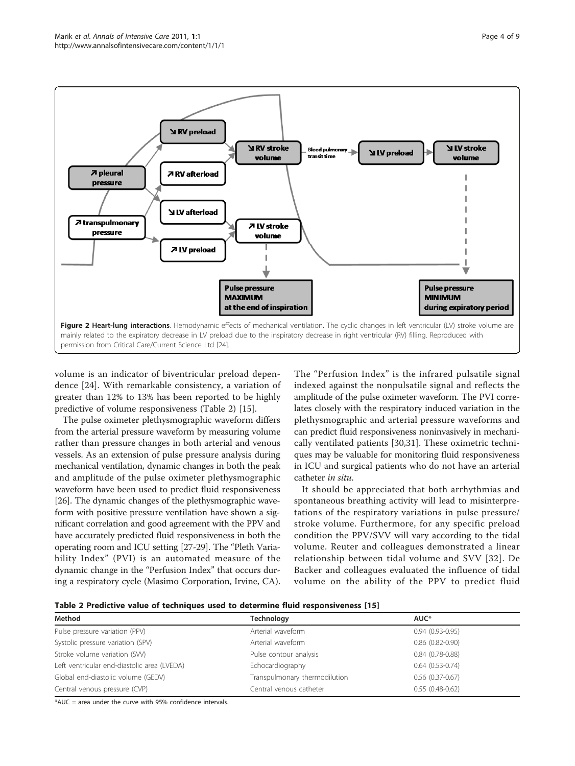Figure 2 **Heart-lung interactions**. Hemodynamic effects of mechanical ventilation. The cyclic changes in left ventricular (LV) stroke volume are mainly related to the expiratory decrease in LV preload due to the inspiratory decrease in right ventricular (RV) filling. Reproduced with permission from Critical Care/Current Science Ltd [24].

volume is an indicator of biventricular preload dependence [24]. With remarkable consistency, a variation of greater than 12% to 13% has been reported to be highly predictive of volume responsiveness (Table 2) [15].

The pulse oximeter plethysmographic waveform differs from the arterial pressure waveform by measuring volume rather than pressure changes in both arterial and venous vessels. As an extension of pulse pressure analysis during mechanical ventilation, dynamic changes in both the peak and amplitude of the pulse oximeter plethysmographic waveform have been used to predict fluid responsiveness [26]. The dynamic changes of the plethysmographic waveform with positive pressure ventilation have shown a significant correlation and good agreement with the PPV and have accurately predicted fluid responsiveness in both the operating room and ICU setting [27-29]. The "Pleth Variability Index" (PVI) is an automated measure of the dynamic change in the "Perfusion Index" that occurs during a respiratory cycle (Masimo Corporation, Irvine, CA). The "Perfusion Index" is the infrared pulsatile signal indexed against the nonpulsatile signal and reflects the amplitude of the pulse oximeter waveform. The PVI correlates closely with the respiratory induced variation in the plethysmographic and arterial pressure waveforms and can predict fluid responsiveness noninvasively in mechanically ventilated patients [30,31]. These oximetric techniques may be valuable for monitoring fluid responsiveness in ICU and surgical patients who do not have an arterial catheter *in situ*.

It should be appreciated that both arrhythmias and spontaneous breathing activity will lead to misinterpretations of the respiratory variations in pulse pressure/stroke volume. Furthermore, for any specific preload condition the PPV/SVV will vary according to the tidal volume. Reuter and colleagues demonstrated a linear relationship between tidal volume and SVV [32]. De Backer and colleagues evaluated the influence of tidal volume on the ability of the PPV to predict fluid

**Table 2 Predictive value of techniques used to determine fluid responsiveness [15]**

| Method | Technology | AUC* |
|---|---|---|
| Pulse pressure variation (PPV) | Arterial waveform | 0.94 (0.93-0.95) |
| Systolic pressure variation (SPV) | Arterial waveform | 0.86 (0.82-0.90) |
| Stroke volume variation (SVV) | Pulse contour analysis | 0.84 (0.78-0.88) |
| Left ventricular end-diastolic area (LVEDA) | Echocardiography | 0.64 (0.53-0.74) |
| Global end-diastolic volume (GEDV) | Transpulmonary thermodilution | 0.56 (0.37-0.67) |
| Central venous pressure (CVP) | Central venous catheter | 0.55 (0.48-0.62) |

*AUC = area under the curve with 95% confidence intervals.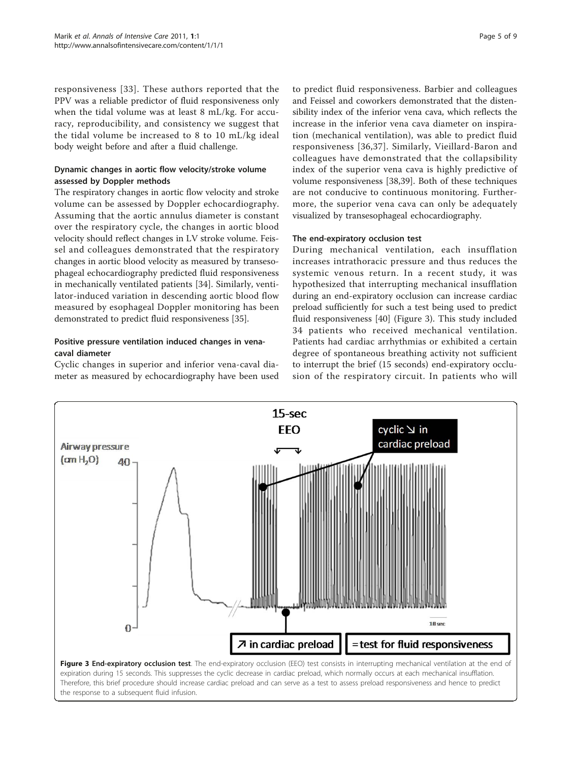responsiveness [33]. These authors reported that the PPV was a reliable predictor of fluid responsiveness only when the tidal volume was at least 8 mL/kg. For accuracy, reproducibility, and consistency we suggest that the tidal volume be increased to 8 to 10 mL/kg ideal body weight before and after a fluid challenge.

### Dynamic changes in aortic flow velocity/stroke volume assessed by Doppler methods

The respiratory changes in aortic flow velocity and stroke volume can be assessed by Doppler echocardiography. Assuming that the aortic annulus diameter is constant over the respiratory cycle, the changes in aortic blood velocity should reflect changes in LV stroke volume. Feissel and colleagues demonstrated that the respiratory changes in aortic blood velocity as measured by transesophageal echocardiography predicted fluid responsiveness in mechanically ventilated patients [34]. Similarly, ventilator-induced variation in descending aortic blood flow measured by esophageal Doppler monitoring has been demonstrated to predict fluid responsiveness [35].

### Positive pressure ventilation induced changes in vena-caval diameter

Cyclic changes in superior and inferior vena-caval diameter as measured by echocardiography have been used to predict fluid responsiveness. Barbier and colleagues and Feissel and coworkers demonstrated that the distensibility index of the inferior vena cava, which reflects the increase in the inferior vena cava diameter on inspiration (mechanical ventilation), was able to predict fluid responsiveness [36,37]. Similarly, Vieillard-Baron and colleagues have demonstrated that the collapsibility index of the superior vena cava is highly predictive of volume responsiveness [38,39]. Both of these techniques are not conducive to continuous monitoring. Furthermore, the superior vena cava can only be adequately visualized by transesophageal echocardiography.

### The end-expiratory occlusion test

During mechanical ventilation, each insufflation increases intrathoracic pressure and thus reduces the systemic venous return. In a recent study, it was hypothesized that interrupting mechanical insufflation during an end-expiratory occlusion can increase cardiac preload sufficiently for such a test being used to predict fluid responsiveness [40] (Figure 3). This study included 34 patients who received mechanical ventilation. Patients had cardiac arrhythmias or exhibited a certain degree of spontaneous breathing activity not sufficient to interrupt the brief (15 seconds) end-expiratory occlusion of the respiratory circuit. In patients who will

**Figure 3 End-expiratory occlusion test**. The end-expiratory occlusion (EEO) test consists in interrupting mechanical ventilation at the end of expiration during 15 seconds. This suppresses the cyclic decrease in cardiac preload, which normally occurs at each mechanical insufflation. Therefore, this brief procedure should increase cardiac preload and can serve as a test to assess preload responsiveness and hence to predict the response to a subsequent fluid infusion.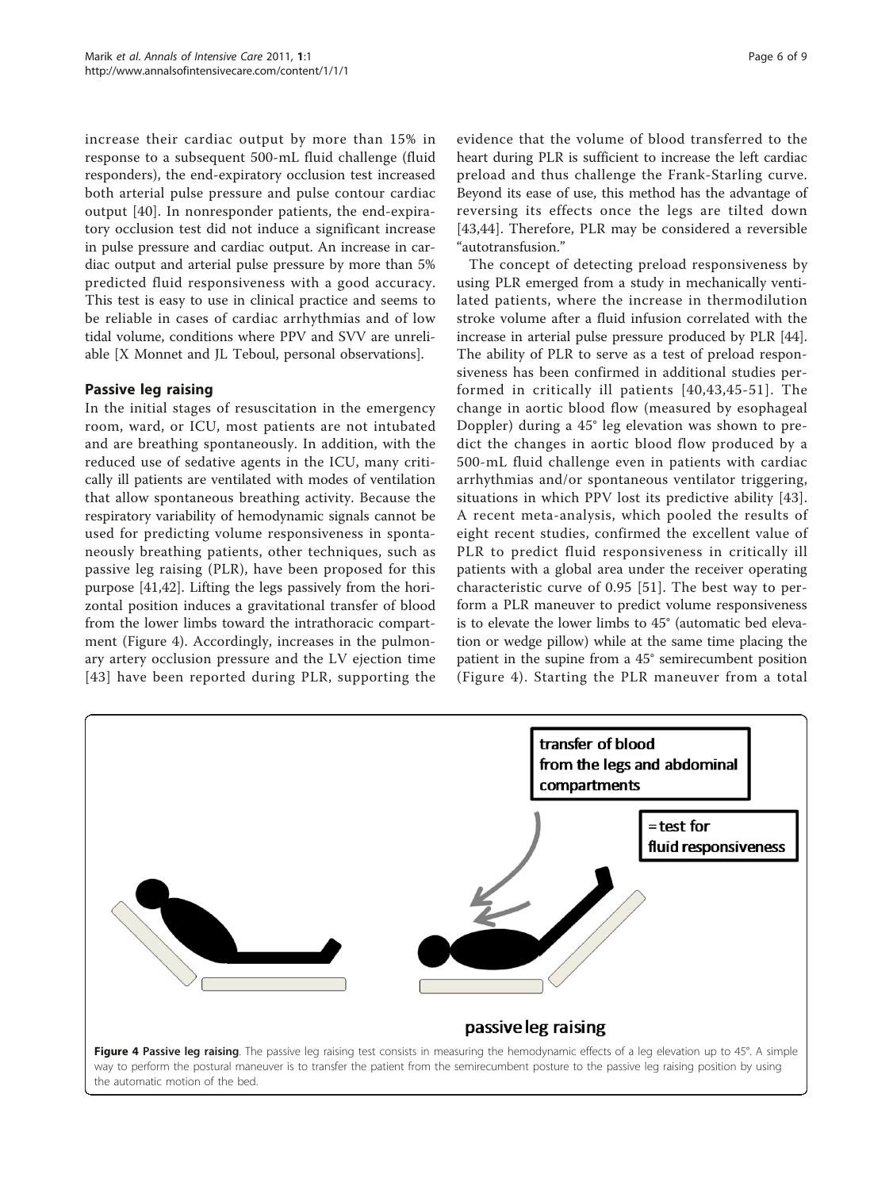increase their cardiac output by more than 15% in response to a subsequent 500-mL fluid challenge (fluid responders), the end-expiratory occlusion test increased both arterial pulse pressure and pulse contour cardiac output [40]. In nonresponder patients, the end-expiratory occlusion test did not induce a significant increase in pulse pressure and cardiac output. An increase in cardiac output and arterial pulse pressure by more than 5% predicted fluid responsiveness with a good accuracy. This test is easy to use in clinical practice and seems to be reliable in cases of cardiac arrhythmias and of low tidal volume, conditions where PPV and SVV are unreliable [X Monnet and JL Teboul, personal observations].

## Passive leg raising

In the initial stages of resuscitation in the emergency room, ward, or ICU, most patients are not intubated and are breathing spontaneously. In addition, with the reduced use of sedative agents in the ICU, many critically ill patients are ventilated with modes of ventilation that allow spontaneous breathing activity. Because the respiratory variability of hemodynamic signals cannot be used for predicting volume responsiveness in spontaneously breathing patients, other techniques, such as passive leg raising (PLR), have been proposed for this purpose [41,42]. Lifting the legs passively from the horizontal position induces a gravitational transfer of blood from the lower limbs toward the intrathoracic compartment (Figure 4). Accordingly, increases in the pulmonary artery occlusion pressure and the LV ejection time [43] have been reported during PLR, supporting the evidence that the volume of blood transferred to the heart during PLR is sufficient to increase the left cardiac preload and thus challenge the Frank-Starling curve. Beyond its ease of use, this method has the advantage of reversing its effects once the legs are tilted down [43,44]. Therefore, PLR may be considered a reversible "autotransfusion."

The concept of detecting preload responsiveness by using PLR emerged from a study in mechanically ventilated patients, where the increase in thermodilution stroke volume after a fluid infusion correlated with the increase in arterial pulse pressure produced by PLR [44]. The ability of PLR to serve as a test of preload responsiveness has been confirmed in additional studies performed in critically ill patients [40,43,45-51]. The change in aortic blood flow (measured by esophageal Doppler) during a 45° leg elevation was shown to predict the changes in aortic blood flow produced by a 500-mL fluid challenge even in patients with cardiac arrhythmias and/or spontaneous ventilator triggering, situations in which PPV lost its predictive ability [43]. A recent meta-analysis, which pooled the results of eight recent studies, confirmed the excellent value of PLR to predict fluid responsiveness in critically ill patients with a global area under the receiver operating characteristic curve of 0.95 [51]. The best way to perform a PLR maneuver to predict volume responsiveness is to elevate the lower limbs to 45° (automatic bed elevation or wedge pillow) while at the same time placing the patient in the supine from a 45° semirecumbent position (Figure 4). Starting the PLR maneuver from a total

transfer of blood from the legs and abdominal compartments

= test for fluid responsiveness

passive leg raising

**Figure 4 Passive leg raising**. The passive leg raising test consists in measuring the hemodynamic effects of a leg elevation up to 45°. A simple way to perform the postural maneuver is to transfer the patient from the semirecumbent posture to the passive leg raising position by using the automatic motion of the bed.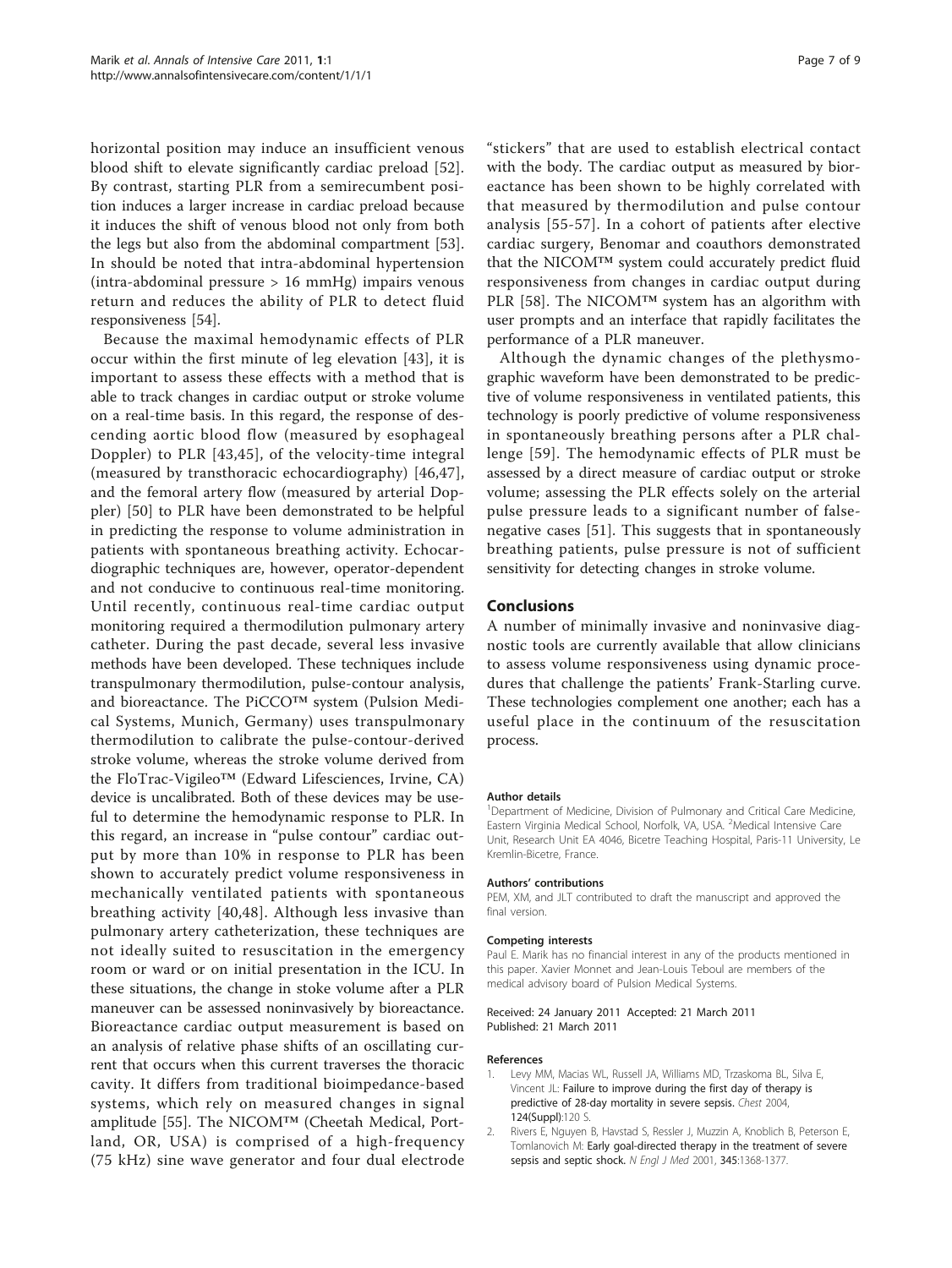horizontal position may induce an insufficient venous blood shift to elevate significantly cardiac preload [52]. By contrast, starting PLR from a semirecumbent position induces a larger increase in cardiac preload because it induces the shift of venous blood not only from both the legs but also from the abdominal compartment [53]. In should be noted that intra-abdominal hypertension (intra-abdominal pressure > 16 mmHg) impairs venous return and reduces the ability of PLR to detect fluid responsiveness [54].

Because the maximal hemodynamic effects of PLR occur within the first minute of leg elevation [43], it is important to assess these effects with a method that is able to track changes in cardiac output or stroke volume on a real-time basis. In this regard, the response of descending aortic blood flow (measured by esophageal Doppler) to PLR [43,45], of the velocity-time integral (measured by transthoracic echocardiography) [46,47], and the femoral artery flow (measured by arterial Doppler) [50] to PLR have been demonstrated to be helpful in predicting the response to volume administration in patients with spontaneous breathing activity. Echocardiographic techniques are, however, operator-dependent and not conducive to continuous real-time monitoring. Until recently, continuous real-time cardiac output monitoring required a thermodilution pulmonary artery catheter. During the past decade, several less invasive methods have been developed. These techniques include transpulmonary thermodilution, pulse-contour analysis, and bioreactance. The PiCCO™ system (Pulsion Medical Systems, Munich, Germany) uses transpulmonary thermodilution to calibrate the pulse-contour-derived stroke volume, whereas the stroke volume derived from the FloTrac-Vigileo™ (Edward Lifesciences, Irvine, CA) device is uncalibrated. Both of these devices may be useful to determine the hemodynamic response to PLR. In this regard, an increase in "pulse contour" cardiac output by more than 10% in response to PLR has been shown to accurately predict volume responsiveness in mechanically ventilated patients with spontaneous breathing activity [40,48]. Although less invasive than pulmonary artery catheterization, these techniques are not ideally suited to resuscitation in the emergency room or ward or on initial presentation in the ICU. In these situations, the change in stoke volume after a PLR maneuver can be assessed noninvasively by bioreactance. Bioreactance cardiac output measurement is based on an analysis of relative phase shifts of an oscillating current that occurs when this current traverses the thoracic cavity. It differs from traditional bioimpedance-based systems, which rely on measured changes in signal amplitude [55]. The NICOM™ (Cheetah Medical, Portland, OR, USA) is comprised of a high-frequency (75 kHz) sine wave generator and four dual electrode "stickers" that are used to establish electrical contact with the body. The cardiac output as measured by bioreactance has been shown to be highly correlated with that measured by thermodilution and pulse contour analysis [55-57]. In a cohort of patients after elective cardiac surgery, Benomar and coauthors demonstrated that the NICOM™ system could accurately predict fluid responsiveness from changes in cardiac output during PLR [58]. The NICOM™ system has an algorithm with user prompts and an interface that rapidly facilitates the performance of a PLR maneuver.

Although the dynamic changes of the plethysmographic waveform have been demonstrated to be predictive of volume responsiveness in ventilated patients, this technology is poorly predictive of volume responsiveness in spontaneously breathing persons after a PLR challenge [59]. The hemodynamic effects of PLR must be assessed by a direct measure of cardiac output or stroke volume; assessing the PLR effects solely on the arterial pulse pressure leads to a significant number of false-negative cases [51]. This suggests that in spontaneously breathing patients, pulse pressure is not of sufficient sensitivity for detecting changes in stroke volume.

## Conclusions

A number of minimally invasive and noninvasive diagnostic tools are currently available that allow clinicians to assess volume responsiveness using dynamic procedures that challenge the patients' Frank-Starling curve. These technologies complement one another; each has a useful place in the continuum of the resuscitation process.

#### Author details

[1]Department of Medicine, Division of Pulmonary and Critical Care Medicine, Eastern Virginia Medical School, Norfolk, VA, USA. [2]Medical Intensive Care Unit, Research Unit EA 4046, Bicetre Teaching Hospital, Paris-11 University, Le Kremlin-Bicetre, France.

#### Authors' contributions

PEM, XM, and JLT contributed to draft the manuscript and approved the final version.

#### Competing interests

Paul E. Marik has no financial interest in any of the products mentioned in this paper. Xavier Monnet and Jean-Louis Teboul are members of the medical advisory board of Pulsion Medical Systems.

Received: 24 January 2011 Accepted: 21 March 2011
Published: 21 March 2011

#### References

1. Levy MM, Macias WL, Russell JA, Williams MD, Trzaskoma BL, Silva E, Vincent JL: **Failure to improve during the first day of therapy is predictive of 28-day mortality in severe sepsis.** *Chest* 2004, **124(Suppl)**:120 S.
2. Rivers E, Nguyen B, Havstad S, Ressler J, Muzzin A, Knoblich B, Peterson E, Tomlanovich M: **Early goal-directed therapy in the treatment of severe sepsis and septic shock.** *N Engl J Med* 2001, **345**:1368-1377.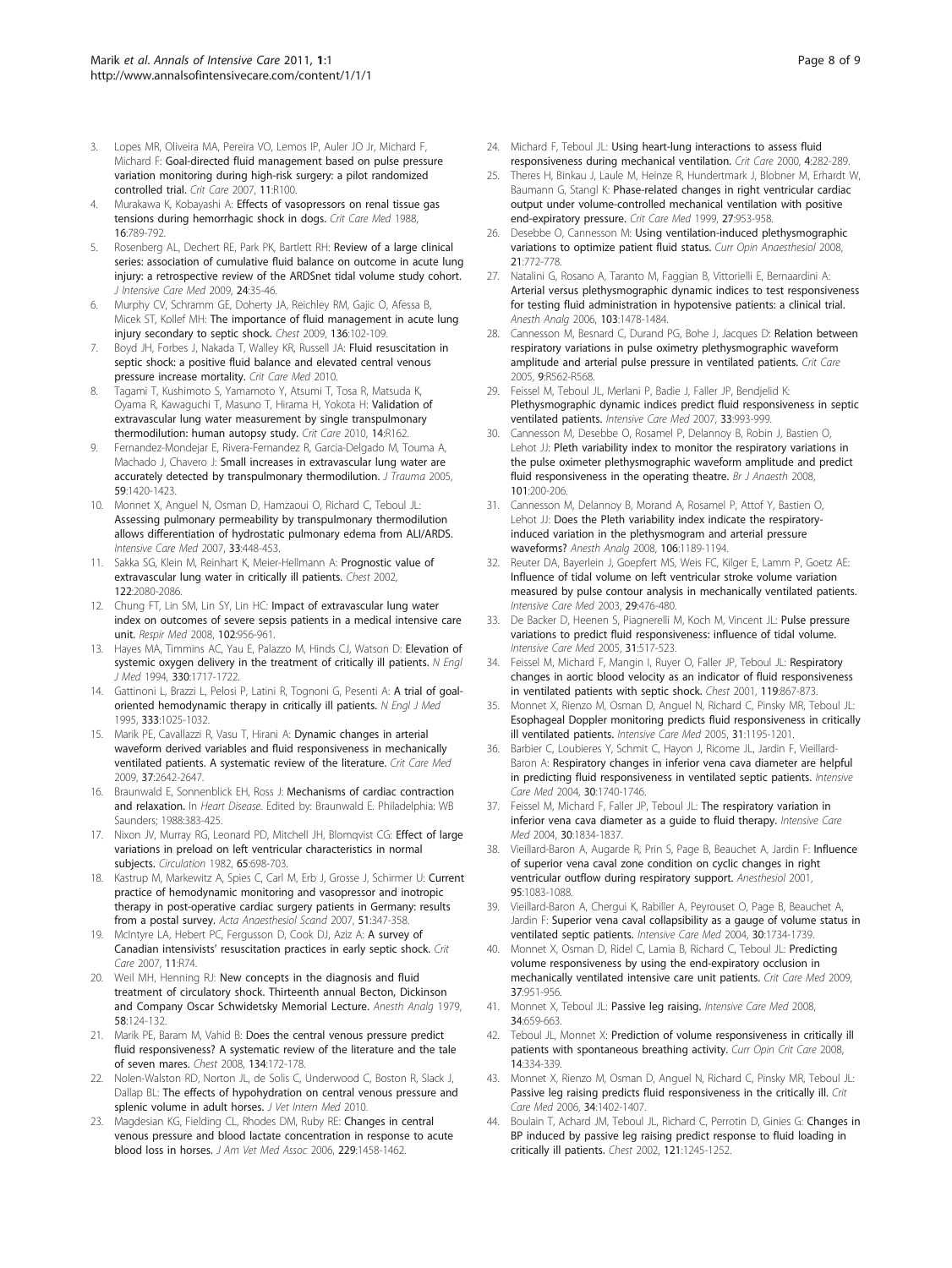3. Lopes MR, Oliveira MA, Pereira VO, Lemos IP, Auler JO Jr, Michard F, Michard F: **Goal-directed fluid management based on pulse pressure variation monitoring during high-risk surgery: a pilot randomized controlled trial.** *Crit Care* 2007, **11**:R100.
4. Murakawa K, Kobayashi A: **Effects of vasopressors on renal tissue gas tensions during hemorrhagic shock in dogs.** *Crit Care Med* 1988, **16**:789-792.
5. Rosenberg AL, Dechert RE, Park PK, Bartlett RH: **Review of a large clinical series: association of cumulative fluid balance on outcome in acute lung injury: a retrospective review of the ARDSnet tidal volume study cohort.** *J Intensive Care Med* 2009, **24**:35-46.
6. Murphy CV, Schramm GE, Doherty JA, Reichley RM, Gajic O, Afessa B, Micek ST, Kollef MH: **The importance of fluid management in acute lung injury secondary to septic shock.** *Chest* 2009, **136**:102-109.
7. Boyd JH, Forbes J, Nakada T, Walley KR, Russell JA: **Fluid resuscitation in septic shock: a positive fluid balance and elevated central venous pressure increase mortality.** *Crit Care Med* 2010.
8. Tagami T, Kushimoto S, Yamamoto Y, Atsumi T, Tosa R, Matsuda K, Oyama R, Kawaguchi T, Masuno T, Hirama H, Yokota H: **Validation of extravascular lung water measurement by single transpulmonary thermodilution: human autopsy study.** *Crit Care* 2010, **14**:R162.
9. Fernandez-Mondejar E, Rivera-Fernandez R, Garcia-Delgado M, Touma A, Machado J, Chavero J: **Small increases in extravascular lung water are accurately detected by transpulmonary thermodilution.** *J Trauma* 2005, **59**:1420-1423.
10. Monnet X, Anguel N, Osman D, Hamzaoui O, Richard C, Teboul JL: **Assessing pulmonary permeability by transpulmonary thermodilution allows differentiation of hydrostatic pulmonary edema from ALI/ARDS.** *Intensive Care Med* 2007, **33**:448-453.
11. Sakka SG, Klein M, Reinhart K, Meier-Hellmann A: **Prognostic value of extravascular lung water in critically ill patients.** *Chest* 2002, **122**:2080-2086.
12. Chung FT, Lin SM, Lin SY, Lin HC: **Impact of extravascular lung water index on outcomes of severe sepsis patients in a medical intensive care unit.** *Respir Med* 2008, **102**:956-961.
13. Hayes MA, Timmins AC, Yau E, Palazzo M, Hinds CJ, Watson D: **Elevation of systemic oxygen delivery in the treatment of critically ill patients.** *N Engl J Med* 1994, **330**:1717-1722.
14. Gattinoni L, Brazzi L, Pelosi P, Latini R, Tognoni G, Pesenti A: **A trial of goal-oriented hemodynamic therapy in critically ill patients.** *N Engl J Med* 1995, **333**:1025-1032.
15. Marik PE, Cavallazzi R, Vasu T, Hirani A: **Dynamic changes in arterial waveform derived variables and fluid responsiveness in mechanically ventilated patients. A systematic review of the literature.** *Crit Care Med* 2009, **37**:2642-2647.
16. Braunwald E, Sonnenblick EH, Ross J: **Mechanisms of cardiac contraction and relaxation.** In *Heart Disease*. Edited by: Braunwald E. Philadelphia: WB Saunders; 1988:383-425.
17. Nixon JV, Murray RG, Leonard PD, Mitchell JH, Blomqvist CG: **Effect of large variations in preload on left ventricular characteristics in normal subjects.** *Circulation* 1982, **65**:698-703.
18. Kastrup M, Markewitz A, Spies C, Carl M, Erb J, Grosse J, Schirmer U: **Current practice of hemodynamic monitoring and vasopressor and inotropic therapy in post-operative cardiac surgery patients in Germany: results from a postal survey.** *Acta Anaesthesiol Scand* 2007, **51**:347-358.
19. McIntyre LA, Hebert PC, Fergusson D, Cook DJ, Aziz A: **A survey of Canadian intensivists' resuscitation practices in early septic shock.** *Crit Care* 2007, **11**:R74.
20. Weil MH, Henning RJ: **New concepts in the diagnosis and fluid treatment of circulatory shock. Thirteenth annual Becton, Dickinson and Company Oscar Schwidetsky Memorial Lecture.** *Anesth Analg* 1979, **58**:124-132.
21. Marik PE, Baram M, Vahid B: **Does the central venous pressure predict fluid responsiveness? A systematic review of the literature and the tale of seven mares.** *Chest* 2008, **134**:172-178.
22. Nolen-Walston RD, Norton JL, de Solis C, Underwood C, Boston R, Slack J, Dallap BL: **The effects of hypohydration on central venous pressure and splenic volume in adult horses.** *J Vet Intern Med* 2010.
23. Magdesian KG, Fielding CL, Rhodes DM, Ruby RE: **Changes in central venous pressure and blood lactate concentration in response to acute blood loss in horses.** *J Am Vet Med Assoc* 2006, **229**:1458-1462.
24. Michard F, Teboul JL: **Using heart-lung interactions to assess fluid responsiveness during mechanical ventilation.** *Crit Care* 2000, **4**:282-289.
25. Theres H, Binkau J, Laule M, Heinze R, Hundertmark J, Blobner M, Erhardt W, Baumann G, Stangl K: **Phase-related changes in right ventricular cardiac output under volume-controlled mechanical ventilation with positive end-expiratory pressure.** *Crit Care Med* 1999, **27**:953-958.
26. Desebbe O, Cannesson M: **Using ventilation-induced plethysmographic variations to optimize patient fluid status.** *Curr Opin Anaesthesiol* 2008, **21**:772-778.
27. Natalini G, Rosano A, Taranto M, Faggian B, Vittorielli E, Bernardini A: **Arterial versus plethysmographic dynamic indices to test responsiveness for testing fluid administration in hypotensive patients: a clinical trial.** *Anesth Analg* 2006, **103**:1478-1484.
28. Cannesson M, Besnard C, Durand PG, Bohe J, Jacques D: **Relation between respiratory variations in pulse oximetry plethysmographic waveform amplitude and arterial pulse pressure in ventilated patients.** *Crit Care* 2005, **9**:R562-R568.
29. Feissel M, Teboul JL, Merlani P, Badie J, Faller JP, Bendjelid K: **Plethysmographic dynamic indices predict fluid responsiveness in septic ventilated patients.** *Intensive Care Med* 2007, **33**:993-999.
30. Cannesson M, Desebbe O, Rosamel P, Delannoy B, Robin J, Bastien O, Lehot JJ: **Pleth variability index to monitor the respiratory variations in the pulse oximeter plethysmographic waveform amplitude and predict fluid responsiveness in the operating theatre.** *Br J Anaesth* 2008, **101**:200-206.
31. Cannesson M, Delannoy B, Morand A, Rosamel P, Attof Y, Bastien O, Lehot JJ: **Does the Pleth variability index indicate the respiratory-induced variation in the plethysmogram and arterial pressure waveforms?** *Anesth Analg* 2008, **106**:1189-1194.
32. Reuter DA, Bayerlein J, Goepfert MS, Weis FC, Kilger E, Lamm P, Goetz AE: **Influence of tidal volume on left ventricular stroke volume variation measured by pulse contour analysis in mechanically ventilated patients.** *Intensive Care Med* 2003, **29**:476-480.
33. De Backer D, Heenen S, Piagnerelli M, Koch M, Vincent JL: **Pulse pressure variations to predict fluid responsiveness: influence of tidal volume.** *Intensive Care Med* 2005, **31**:517-523.
34. Feissel M, Michard F, Mangin I, Ruyer O, Faller JP, Teboul JL: **Respiratory changes in aortic blood velocity as an indicator of fluid responsiveness in ventilated patients with septic shock.** *Chest* 2001, **119**:867-873.
35. Monnet X, Rienzo M, Osman D, Anguel N, Richard C, Pinsky MR, Teboul JL: **Esophageal Doppler monitoring predicts fluid responsiveness in critically ill ventilated patients.** *Intensive Care Med* 2005, **31**:1195-1201.
36. Barbier C, Loubieres Y, Schmit C, Hayon J, Ricome JL, Jardin F, Vieillard-Baron A: **Respiratory changes in inferior vena cava diameter are helpful in predicting fluid responsiveness in ventilated septic patients.** *Intensive Care Med* 2004, **30**:1740-1746.
37. Feissel M, Michard F, Faller JP, Teboul JL: **The respiratory variation in inferior vena cava diameter as a guide to fluid therapy.** *Intensive Care Med* 2004, **30**:1834-1837.
38. Vieillard-Baron A, Augarde R, Prin S, Page B, Beauchet A, Jardin F: **Influence of superior vena caval zone condition on cyclic changes in right ventricular outflow during respiratory support.** *Anesthesiol* 2001, **95**:1083-1088.
39. Vieillard-Baron A, Chergui K, Rabiller A, Peyrouset O, Page B, Beauchet A, Jardin F: **Superior vena caval collapsibility as a gauge of volume status in ventilated septic patients.** *Intensive Care Med* 2004, **30**:1734-1739.
40. Monnet X, Osman D, Ridel C, Lamia B, Richard C, Teboul JL: **Predicting volume responsiveness by using the end-expiratory occlusion in mechanically ventilated intensive care unit patients.** *Crit Care Med* 2009, **37**:951-956.
41. Monnet X, Teboul JL: **Passive leg raising.** *Intensive Care Med* 2008, **34**:659-663.
42. Teboul JL, Monnet X: **Prediction of volume responsiveness in critically ill patients with spontaneous breathing activity.** *Curr Opin Crit Care* 2008, **14**:334-339.
43. Monnet X, Rienzo M, Osman D, Anguel N, Richard C, Pinsky MR, Teboul JL: **Passive leg raising predicts fluid responsiveness in the critically ill.** *Crit Care Med* 2006, **34**:1402-1407.
44. Boulain T, Achard JM, Teboul JL, Richard C, Perrotin D, Ginies G: **Changes in BP induced by passive leg raising predict response to fluid loading in critically ill patients.** *Chest* 2002, **121**:1245-1252.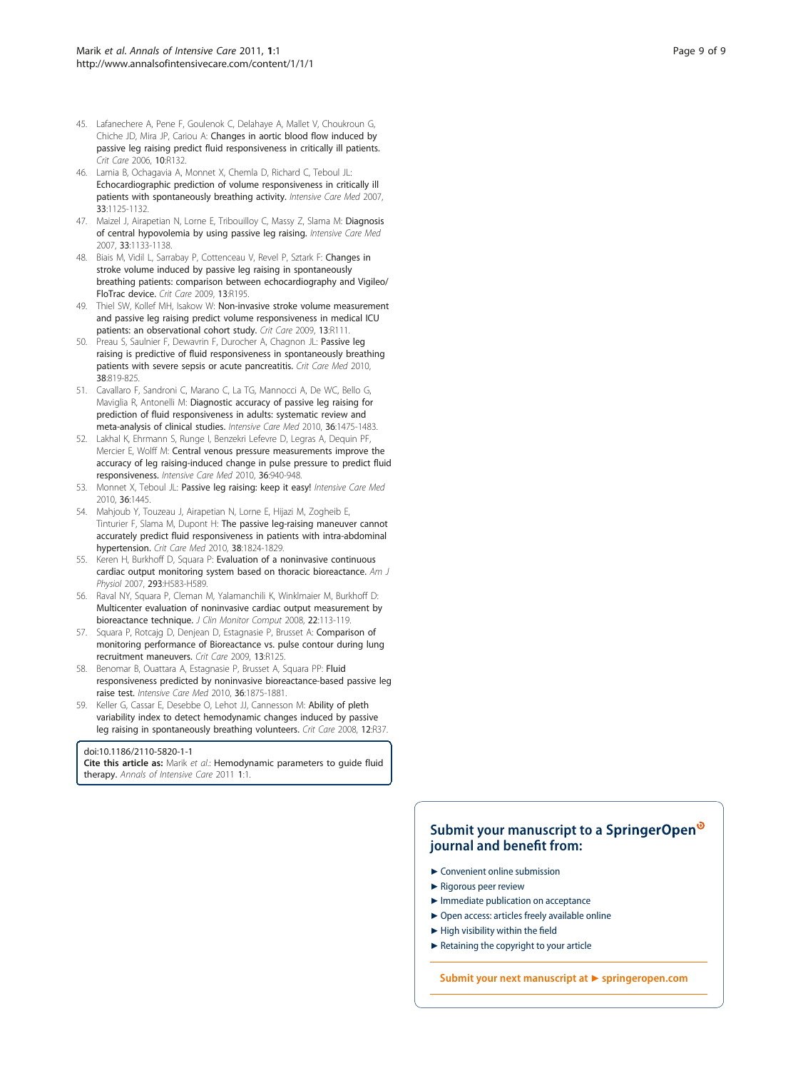45. Lafanechere A, Pene F, Goulenok C, Delahaye A, Mallet V, Choukroun G, Chiche JD, Mira JP, Cariou A: **Changes in aortic blood flow induced by passive leg raising predict fluid responsiveness in critically ill patients.** *Crit Care* 2006, **10**:R132.
46. Lamia B, Ochagavia A, Monnet X, Chemla D, Richard C, Teboul JL: **Echocardiographic prediction of volume responsiveness in critically ill patients with spontaneously breathing activity.** *Intensive Care Med* 2007, **33**:1125-1132.
47. Maizel J, Airapetian N, Lorne E, Tribouilloy C, Massy Z, Slama M: **Diagnosis of central hypovolemia by using passive leg raising.** *Intensive Care Med* 2007, **33**:1133-1138.
48. Biais M, Vidil L, Sarrabay P, Cottenceau V, Revel P, Sztark F: **Changes in stroke volume induced by passive leg raising in spontaneously breathing patients: comparison between echocardiography and Vigileo/FloTrac device.** *Crit Care* 2009, **13**:R195.
49. Thiel SW, Kollef MH, Isakow W: **Non-invasive stroke volume measurement and passive leg raising predict volume responsiveness in medical ICU patients: an observational cohort study.** *Crit Care* 2009, **13**:R111.
50. Preau S, Saulnier F, Dewavrin F, Durocher A, Chagnon JL: **Passive leg raising is predictive of fluid responsiveness in spontaneously breathing patients with severe sepsis or acute pancreatitis.** *Crit Care Med* 2010, **38**:819-825.
51. Cavallaro F, Sandroni C, Marano C, La TG, Mannocci A, De WC, Bello G, Maviglia R, Antonelli M: **Diagnostic accuracy of passive leg raising for prediction of fluid responsiveness in adults: systematic review and meta-analysis of clinical studies.** *Intensive Care Med* 2010, **36**:1475-1483.
52. Lakhal K, Ehrmann S, Runge I, Benzekri Lefevre D, Legras A, Dequin PF, Mercier E, Wolff M: **Central venous pressure measurements improve the accuracy of leg raising-induced change in pulse pressure to predict fluid responsiveness.** *Intensive Care Med* 2010, **36**:940-948.
53. Monnet X, Teboul JL: **Passive leg raising: keep it easy!** *Intensive Care Med* 2010, **36**:1445.
54. Mahjoub Y, Touzeau J, Airapetian N, Lorne E, Hijazi M, Zogheib E, Tinturier F, Slama M, Dupont H: **The passive leg-raising maneuver cannot accurately predict fluid responsiveness in patients with intra-abdominal hypertension.** *Crit Care Med* 2010, **38**:1824-1829.
55. Keren H, Burkhoff D, Squara P: **Evaluation of a noninvasive continuous cardiac output monitoring system based on thoracic bioreactance.** *Am J Physiol* 2007, **293**:H583-H589.
56. Raval NY, Squara P, Cleman M, Yalamanchili K, Winklmaier M, Burkhoff D: **Multicenter evaluation of noninvasive cardiac output measurement by bioreactance technique.** *J Clin Monitor Comput* 2008, **22**:113-119.
57. Squara P, Rotcajg D, Denjean D, Estagnasie P, Brusset A: **Comparison of monitoring performance of Bioreactance vs. pulse contour during lung recruitment maneuvers.** *Crit Care* 2009, **13**:R125.
58. Benomar B, Ouattara A, Estagnasie P, Brusset A, Squara PP: **Fluid responsiveness predicted by noninvasive bioreactance-based passive leg raise test.** *Intensive Care Med* 2010, **36**:1875-1881.
59. Keller G, Cassar E, Desebbe O, Lehot JJ, Cannesson M: **Ability of pleth variability index to detect hemodynamic changes induced by passive leg raising in spontaneously breathing volunteers.** *Crit Care* 2008, **12**:R37.

doi:10.1186/2110-5820-1-1
**Cite this article as:** Marik *et al.*: Hemodynamic parameters to guide fluid therapy. *Annals of Intensive Care* 2011 **1**:1.

## Submit your manuscript to a SpringerOpen journal and benefit from:

- ► Convenient online submission
- ► Rigorous peer review
- ► Immediate publication on acceptance
- ► Open access: articles freely available online
- ► High visibility within the field
- ► Retaining the copyright to your article

**Submit your next manuscript at ► springeropen.com**